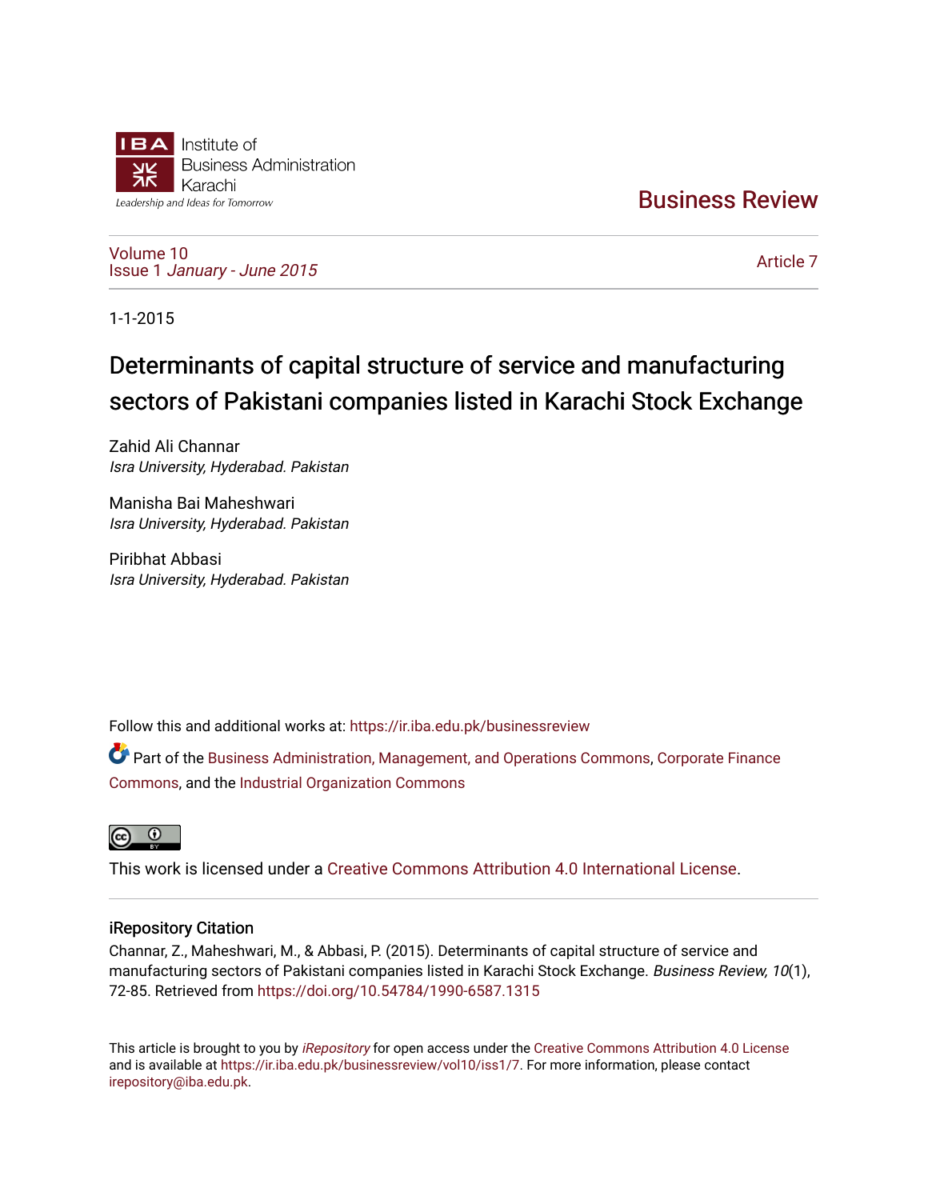Institute of Business Administration Karachi

Leadership and Ideas for Tomorrow

# Business Review

Volume 10
Issue 1 *January - June 2015*

Article 7

1-1-2015

# Determinants of capital structure of service and manufacturing sectors of Pakistani companies listed in Karachi Stock Exchange

Zahid Ali Channar
*Isra University, Hyderabad. Pakistan*

Manisha Bai Maheshwari
*Isra University, Hyderabad. Pakistan*

Piribhat Abbasi
*Isra University, Hyderabad. Pakistan*

Follow this and additional works at: https://ir.iba.edu.pk/businessreview

Part of the Business Administration, Management, and Operations Commons, Corporate Finance Commons, and the Industrial Organization Commons

This work is licensed under a Creative Commons Attribution 4.0 International License.

## iRepository Citation

Channar, Z., Maheshwari, M., & Abbasi, P. (2015). Determinants of capital structure of service and manufacturing sectors of Pakistani companies listed in Karachi Stock Exchange. *Business Review, 10*(1), 72-85. Retrieved from https://doi.org/10.54784/1990-6587.1315

This article is brought to you by *iRepository* for open access under the Creative Commons Attribution 4.0 License and is available at https://ir.iba.edu.pk/businessreview/vol10/iss1/7. For more information, please contact irepository@iba.edu.pk.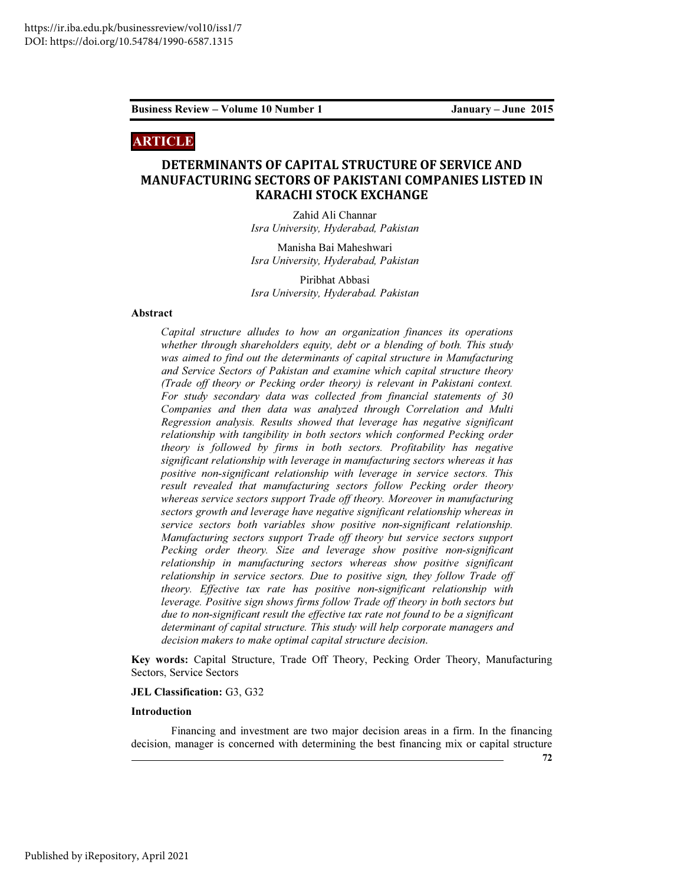## ARTICLE

# DETERMINANTS OF CAPITAL STRUCTURE OF SERVICE AND MANUFACTURING SECTORS OF PAKISTANI COMPANIES LISTED IN KARACHI STOCK EXCHANGE

Zahid Ali Channar
*Isra University, Hyderabad, Pakistan*

Manisha Bai Maheshwari
*Isra University, Hyderabad, Pakistan*

Piribhat Abbasi
*Isra University, Hyderabad. Pakistan*

### Abstract

*Capital structure alludes to how an organization finances its operations whether through shareholders equity, debt or a blending of both. This study was aimed to find out the determinants of capital structure in Manufacturing and Service Sectors of Pakistan and examine which capital structure theory (Trade off theory or Pecking order theory) is relevant in Pakistani context. For study secondary data was collected from financial statements of 30 Companies and then data was analyzed through Correlation and Multi Regression analysis. Results showed that leverage has negative significant relationship with tangibility in both sectors which conformed Pecking order theory is followed by firms in both sectors. Profitability has negative significant relationship with leverage in manufacturing sectors whereas it has positive non-significant relationship with leverage in service sectors. This result revealed that manufacturing sectors follow Pecking order theory whereas service sectors support Trade off theory. Moreover in manufacturing sectors growth and leverage have negative significant relationship whereas in service sectors both variables show positive non-significant relationship. Manufacturing sectors support Trade off theory but service sectors support Pecking order theory. Size and leverage show positive non-significant relationship in manufacturing sectors whereas show positive significant relationship in service sectors. Due to positive sign, they follow Trade off theory. Effective tax rate has positive non-significant relationship with leverage. Positive sign shows firms follow Trade off theory in both sectors but due to non-significant result the effective tax rate not found to be a significant determinant of capital structure. This study will help corporate managers and decision makers to make optimal capital structure decision.*

**Key words:** Capital Structure, Trade Off Theory, Pecking Order Theory, Manufacturing Sectors, Service Sectors

**JEL Classification:** G3, G32

### Introduction

Financing and investment are two major decision areas in a firm. In the financing decision, manager is concerned with determining the best financing mix or capital structure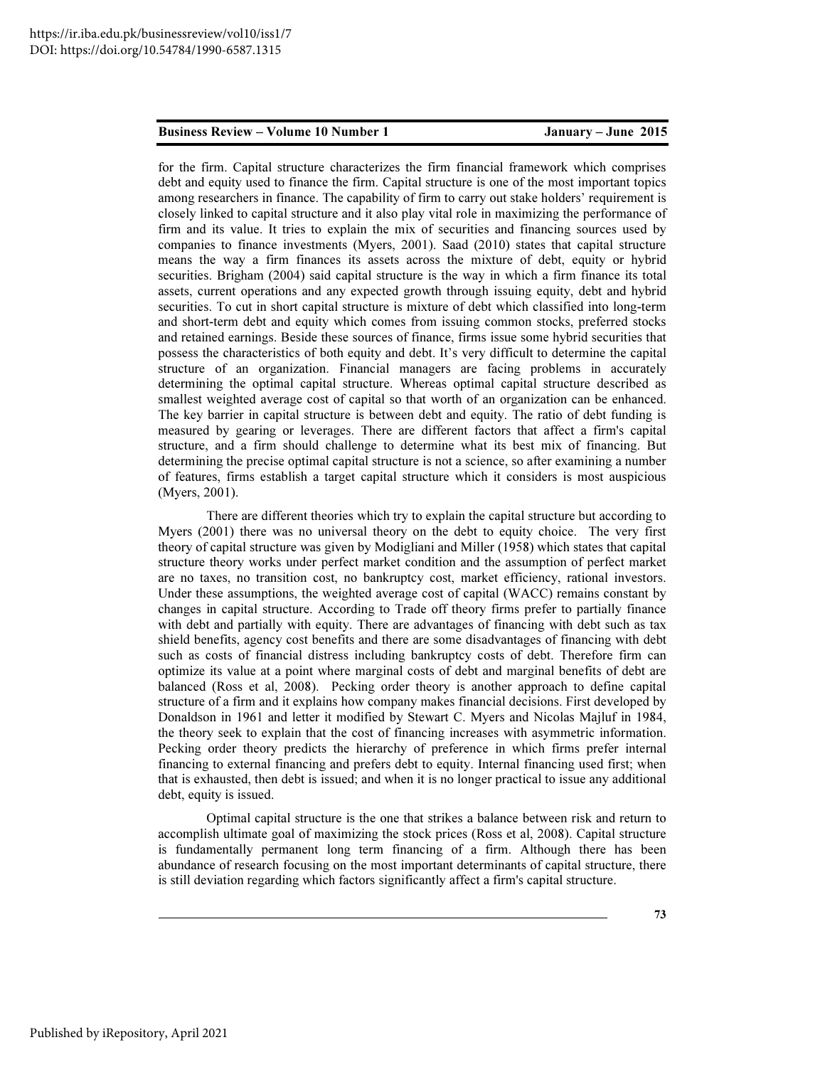for the firm. Capital structure characterizes the firm financial framework which comprises debt and equity used to finance the firm. Capital structure is one of the most important topics among researchers in finance. The capability of firm to carry out stake holders' requirement is closely linked to capital structure and it also play vital role in maximizing the performance of firm and its value. It tries to explain the mix of securities and financing sources used by companies to finance investments (Myers, 2001). Saad (2010) states that capital structure means the way a firm finances its assets across the mixture of debt, equity or hybrid securities. Brigham (2004) said capital structure is the way in which a firm finance its total assets, current operations and any expected growth through issuing equity, debt and hybrid securities. To cut in short capital structure is mixture of debt which classified into long-term and short-term debt and equity which comes from issuing common stocks, preferred stocks and retained earnings. Beside these sources of finance, firms issue some hybrid securities that possess the characteristics of both equity and debt. It's very difficult to determine the capital structure of an organization. Financial managers are facing problems in accurately determining the optimal capital structure. Whereas optimal capital structure described as smallest weighted average cost of capital so that worth of an organization can be enhanced. The key barrier in capital structure is between debt and equity. The ratio of debt funding is measured by gearing or leverages. There are different factors that affect a firm's capital structure, and a firm should challenge to determine what its best mix of financing. But determining the precise optimal capital structure is not a science, so after examining a number of features, firms establish a target capital structure which it considers is most auspicious (Myers, 2001).

There are different theories which try to explain the capital structure but according to Myers (2001) there was no universal theory on the debt to equity choice. The very first theory of capital structure was given by Modigliani and Miller (1958) which states that capital structure theory works under perfect market condition and the assumption of perfect market are no taxes, no transition cost, no bankruptcy cost, market efficiency, rational investors. Under these assumptions, the weighted average cost of capital (WACC) remains constant by changes in capital structure. According to Trade off theory firms prefer to partially finance with debt and partially with equity. There are advantages of financing with debt such as tax shield benefits, agency cost benefits and there are some disadvantages of financing with debt such as costs of financial distress including bankruptcy costs of debt. Therefore firm can optimize its value at a point where marginal costs of debt and marginal benefits of debt are balanced (Ross et al, 2008). Pecking order theory is another approach to define capital structure of a firm and it explains how company makes financial decisions. First developed by Donaldson in 1961 and letter it modified by Stewart C. Myers and Nicolas Majluf in 1984, the theory seek to explain that the cost of financing increases with asymmetric information. Pecking order theory predicts the hierarchy of preference in which firms prefer internal financing to external financing and prefers debt to equity. Internal financing used first; when that is exhausted, then debt is issued; and when it is no longer practical to issue any additional debt, equity is issued.

Optimal capital structure is the one that strikes a balance between risk and return to accomplish ultimate goal of maximizing the stock prices (Ross et al, 2008). Capital structure is fundamentally permanent long term financing of a firm. Although there has been abundance of research focusing on the most important determinants of capital structure, there is still deviation regarding which factors significantly affect a firm's capital structure.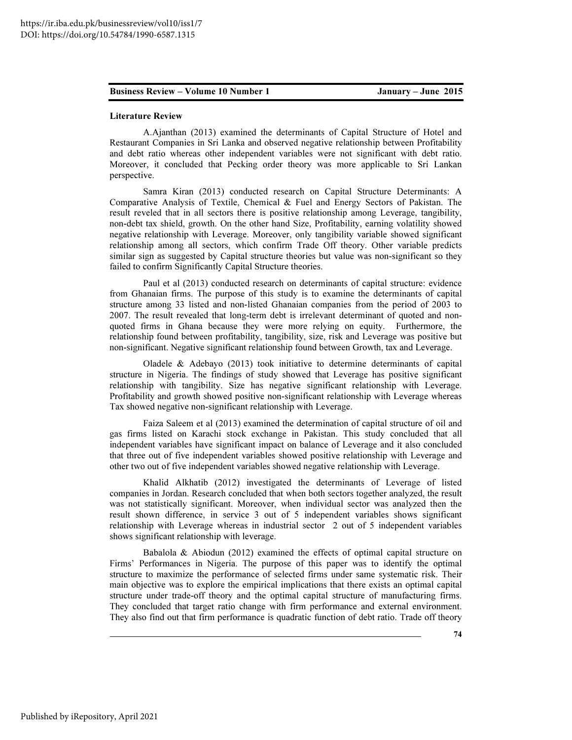**Literature Review**

A.Ajanthan (2013) examined the determinants of Capital Structure of Hotel and Restaurant Companies in Sri Lanka and observed negative relationship between Profitability and debt ratio whereas other independent variables were not significant with debt ratio. Moreover, it concluded that Pecking order theory was more applicable to Sri Lankan perspective.

Samra Kiran (2013) conducted research on Capital Structure Determinants: A Comparative Analysis of Textile, Chemical & Fuel and Energy Sectors of Pakistan. The result reveled that in all sectors there is positive relationship among Leverage, tangibility, non-debt tax shield, growth. On the other hand Size, Profitability, earning volatility showed negative relationship with Leverage. Moreover, only tangibility variable showed significant relationship among all sectors, which confirm Trade Off theory. Other variable predicts similar sign as suggested by Capital structure theories but value was non-significant so they failed to confirm Significantly Capital Structure theories.

Paul et al (2013) conducted research on determinants of capital structure: evidence from Ghanaian firms. The purpose of this study is to examine the determinants of capital structure among 33 listed and non-listed Ghanaian companies from the period of 2003 to 2007. The result revealed that long-term debt is irrelevant determinant of quoted and non-quoted firms in Ghana because they were more relying on equity. Furthermore, the relationship found between profitability, tangibility, size, risk and Leverage was positive but non-significant. Negative significant relationship found between Growth, tax and Leverage.

Oladele & Adebayo (2013) took initiative to determine determinants of capital structure in Nigeria. The findings of study showed that Leverage has positive significant relationship with tangibility. Size has negative significant relationship with Leverage. Profitability and growth showed positive non-significant relationship with Leverage whereas Tax showed negative non-significant relationship with Leverage.

Faiza Saleem et al (2013) examined the determination of capital structure of oil and gas firms listed on Karachi stock exchange in Pakistan. This study concluded that all independent variables have significant impact on balance of Leverage and it also concluded that three out of five independent variables showed positive relationship with Leverage and other two out of five independent variables showed negative relationship with Leverage.

Khalid Alkhatib (2012) investigated the determinants of Leverage of listed companies in Jordan. Research concluded that when both sectors together analyzed, the result was not statistically significant. Moreover, when individual sector was analyzed then the result shown difference, in service 3 out of 5 independent variables shows significant relationship with Leverage whereas in industrial sector 2 out of 5 independent variables shows significant relationship with leverage.

Babalola & Abiodun (2012) examined the effects of optimal capital structure on Firms' Performances in Nigeria. The purpose of this paper was to identify the optimal structure to maximize the performance of selected firms under same systematic risk. Their main objective was to explore the empirical implications that there exists an optimal capital structure under trade-off theory and the optimal capital structure of manufacturing firms. They concluded that target ratio change with firm performance and external environment. They also find out that firm performance is quadratic function of debt ratio. Trade off theory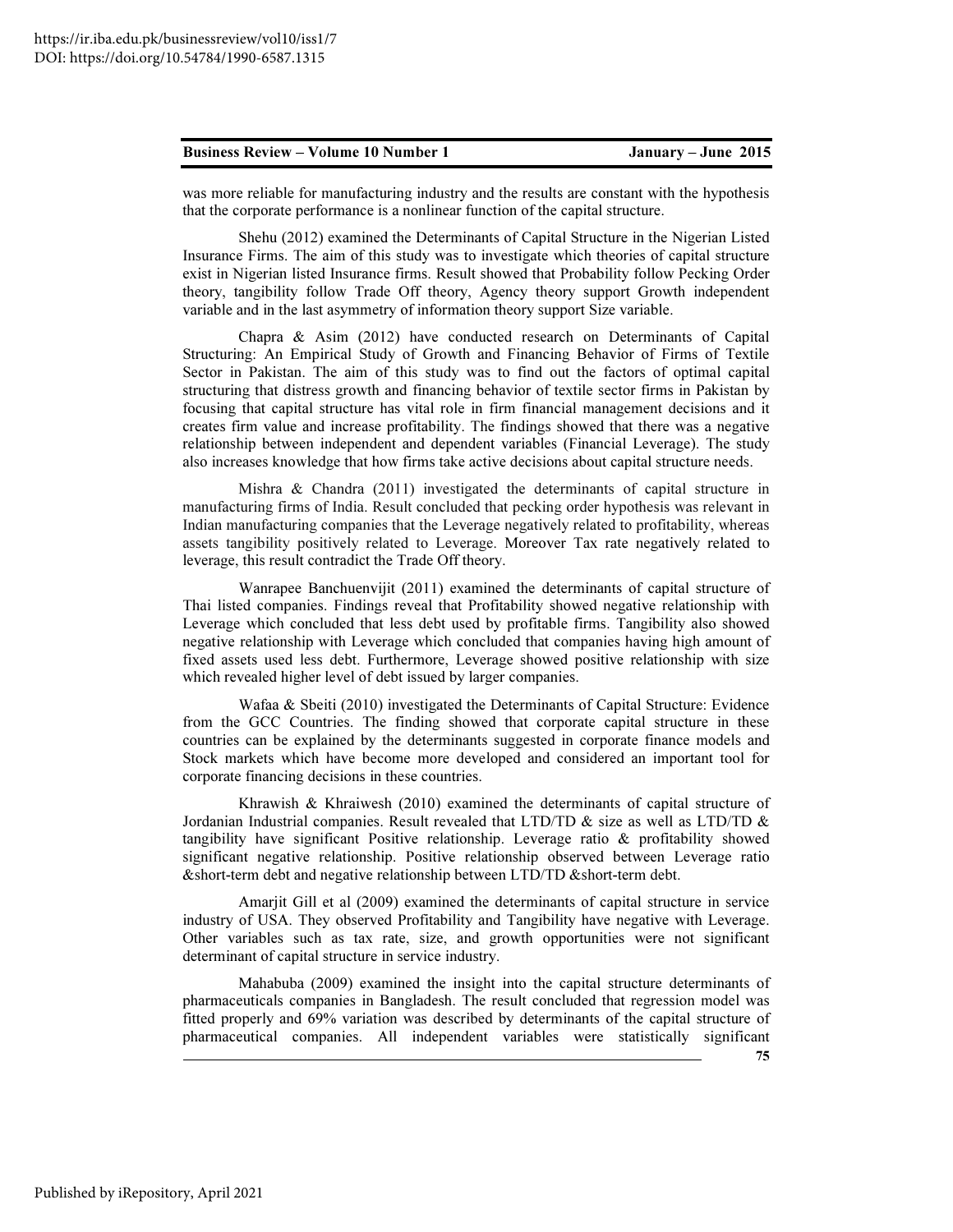was more reliable for manufacturing industry and the results are constant with the hypothesis that the corporate performance is a nonlinear function of the capital structure.

Shehu (2012) examined the Determinants of Capital Structure in the Nigerian Listed Insurance Firms. The aim of this study was to investigate which theories of capital structure exist in Nigerian listed Insurance firms. Result showed that Probability follow Pecking Order theory, tangibility follow Trade Off theory, Agency theory support Growth independent variable and in the last asymmetry of information theory support Size variable.

Chapra & Asim (2012) have conducted research on Determinants of Capital Structuring: An Empirical Study of Growth and Financing Behavior of Firms of Textile Sector in Pakistan. The aim of this study was to find out the factors of optimal capital structuring that distress growth and financing behavior of textile sector firms in Pakistan by focusing that capital structure has vital role in firm financial management decisions and it creates firm value and increase profitability. The findings showed that there was a negative relationship between independent and dependent variables (Financial Leverage). The study also increases knowledge that how firms take active decisions about capital structure needs.

Mishra & Chandra (2011) investigated the determinants of capital structure in manufacturing firms of India. Result concluded that pecking order hypothesis was relevant in Indian manufacturing companies that the Leverage negatively related to profitability, whereas assets tangibility positively related to Leverage. Moreover Tax rate negatively related to leverage, this result contradict the Trade Off theory.

Wanrapee Banchuenvijit (2011) examined the determinants of capital structure of Thai listed companies. Findings reveal that Profitability showed negative relationship with Leverage which concluded that less debt used by profitable firms. Tangibility also showed negative relationship with Leverage which concluded that companies having high amount of fixed assets used less debt. Furthermore, Leverage showed positive relationship with size which revealed higher level of debt issued by larger companies.

Wafaa & Sbeiti (2010) investigated the Determinants of Capital Structure: Evidence from the GCC Countries. The finding showed that corporate capital structure in these countries can be explained by the determinants suggested in corporate finance models and Stock markets which have become more developed and considered an important tool for corporate financing decisions in these countries.

Khrawish & Khraiwesh (2010) examined the determinants of capital structure of Jordanian Industrial companies. Result revealed that LTD/TD & size as well as LTD/TD & tangibility have significant Positive relationship. Leverage ratio & profitability showed significant negative relationship. Positive relationship observed between Leverage ratio &short-term debt and negative relationship between LTD/TD &short-term debt.

Amarjit Gill et al (2009) examined the determinants of capital structure in service industry of USA. They observed Profitability and Tangibility have negative with Leverage. Other variables such as tax rate, size, and growth opportunities were not significant determinant of capital structure in service industry.

Mahabuba (2009) examined the insight into the capital structure determinants of pharmaceuticals companies in Bangladesh. The result concluded that regression model was fitted properly and 69% variation was described by determinants of the capital structure of pharmaceutical companies. All independent variables were statistically significant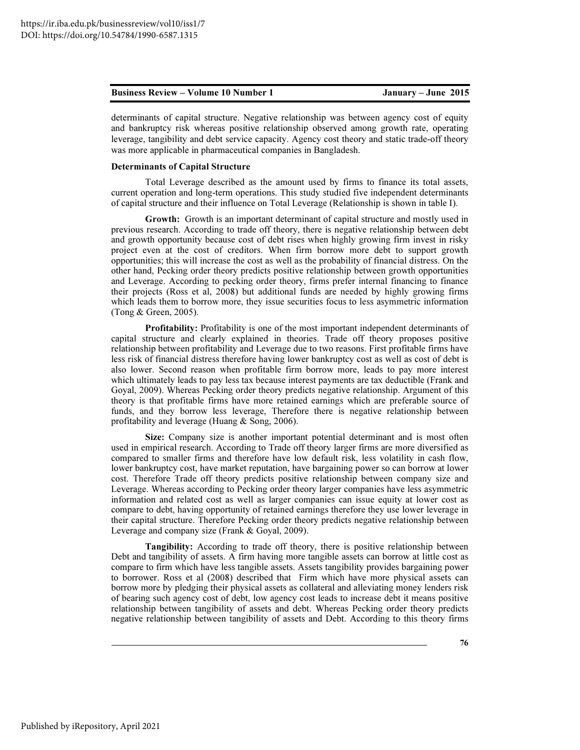determinants of capital structure. Negative relationship was between agency cost of equity and bankruptcy risk whereas positive relationship observed among growth rate, operating leverage, tangibility and debt service capacity. Agency cost theory and static trade-off theory was more applicable in pharmaceutical companies in Bangladesh.

**Determinants of Capital Structure**

Total Leverage described as the amount used by firms to finance its total assets, current operation and long-term operations. This study studied five independent determinants of capital structure and their influence on Total Leverage (Relationship is shown in table I).

**Growth:** Growth is an important determinant of capital structure and mostly used in previous research. According to trade off theory, there is negative relationship between debt and growth opportunity because cost of debt rises when highly growing firm invest in risky project even at the cost of creditors. When firm borrow more debt to support growth opportunities; this will increase the cost as well as the probability of financial distress. On the other hand, Pecking order theory predicts positive relationship between growth opportunities and Leverage. According to pecking order theory, firms prefer internal financing to finance their projects (Ross et al, 2008) but additional funds are needed by highly growing firms which leads them to borrow more, they issue securities focus to less asymmetric information (Tong & Green, 2005).

**Profitability:** Profitability is one of the most important independent determinants of capital structure and clearly explained in theories. Trade off theory proposes positive relationship between profitability and Leverage due to two reasons. First profitable firms have less risk of financial distress therefore having lower bankruptcy cost as well as cost of debt is also lower. Second reason when profitable firm borrow more, leads to pay more interest which ultimately leads to pay less tax because interest payments are tax deductible (Frank and Goyal, 2009). Whereas Pecking order theory predicts negative relationship. Argument of this theory is that profitable firms have more retained earnings which are preferable source of funds, and they borrow less leverage, Therefore there is negative relationship between profitability and leverage (Huang & Song, 2006).

**Size:** Company size is another important potential determinant and is most often used in empirical research. According to Trade off theory larger firms are more diversified as compared to smaller firms and therefore have low default risk, less volatility in cash flow, lower bankruptcy cost, have market reputation, have bargaining power so can borrow at lower cost. Therefore Trade off theory predicts positive relationship between company size and Leverage. Whereas according to Pecking order theory larger companies have less asymmetric information and related cost as well as larger companies can issue equity at lower cost as compare to debt, having opportunity of retained earnings therefore they use lower leverage in their capital structure. Therefore Pecking order theory predicts negative relationship between Leverage and company size (Frank & Goyal, 2009).

**Tangibility:** According to trade off theory, there is positive relationship between Debt and tangibility of assets. A firm having more tangible assets can borrow at little cost as compare to firm which have less tangible assets. Assets tangibility provides bargaining power to borrower. Ross et al (2008) described that Firm which have more physical assets can borrow more by pledging their physical assets as collateral and alleviating money lenders risk of bearing such agency cost of debt, low agency cost leads to increase debt it means positive relationship between tangibility of assets and debt. Whereas Pecking order theory predicts negative relationship between tangibility of assets and Debt. According to this theory firms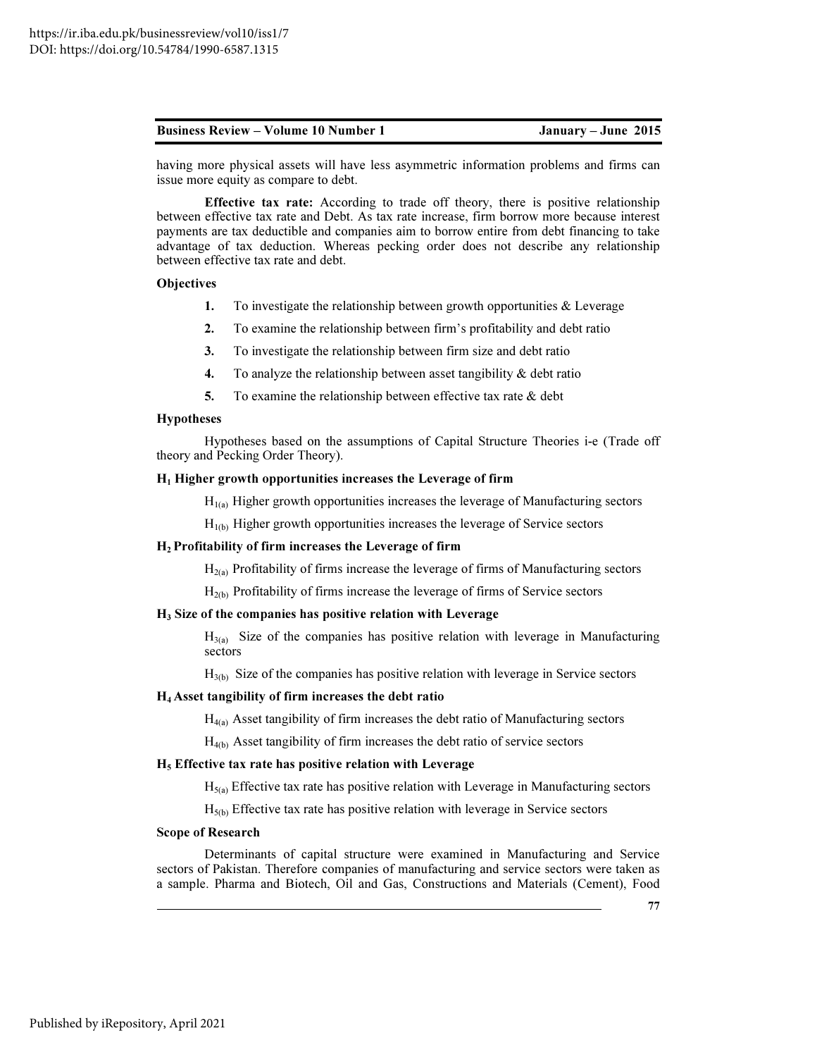having more physical assets will have less asymmetric information problems and firms can issue more equity as compare to debt.

**Effective tax rate:** According to trade off theory, there is positive relationship between effective tax rate and Debt. As tax rate increase, firm borrow more because interest payments are tax deductible and companies aim to borrow entire from debt financing to take advantage of tax deduction. Whereas pecking order does not describe any relationship between effective tax rate and debt.

**Objectives**

1. To investigate the relationship between growth opportunities & Leverage
2. To examine the relationship between firm's profitability and debt ratio
3. To investigate the relationship between firm size and debt ratio
4. To analyze the relationship between asset tangibility & debt ratio
5. To examine the relationship between effective tax rate & debt

**Hypotheses**

Hypotheses based on the assumptions of Capital Structure Theories i-e (Trade off theory and Pecking Order Theory).

**$H_1$ Higher growth opportunities increases the Leverage of firm**

$H_{1(a)}$ Higher growth opportunities increases the leverage of Manufacturing sectors

$H_{1(b)}$ Higher growth opportunities increases the leverage of Service sectors

**$H_2$ Profitability of firm increases the Leverage of firm**

$H_{2(a)}$ Profitability of firms increase the leverage of firms of Manufacturing sectors

$H_{2(b)}$ Profitability of firms increase the leverage of firms of Service sectors

**$H_3$ Size of the companies has positive relation with Leverage**

$H_{3(a)}$ Size of the companies has positive relation with leverage in Manufacturing sectors

$H_{3(b)}$ Size of the companies has positive relation with leverage in Service sectors

**$H_4$ Asset tangibility of firm increases the debt ratio**

$H_{4(a)}$ Asset tangibility of firm increases the debt ratio of Manufacturing sectors

$H_{4(b)}$ Asset tangibility of firm increases the debt ratio of service sectors

**$H_5$ Effective tax rate has positive relation with Leverage**

$H_{5(a)}$ Effective tax rate has positive relation with Leverage in Manufacturing sectors

$H_{5(b)}$ Effective tax rate has positive relation with leverage in Service sectors

**Scope of Research**

Determinants of capital structure were examined in Manufacturing and Service sectors of Pakistan. Therefore companies of manufacturing and service sectors were taken as a sample. Pharma and Biotech, Oil and Gas, Constructions and Materials (Cement), Food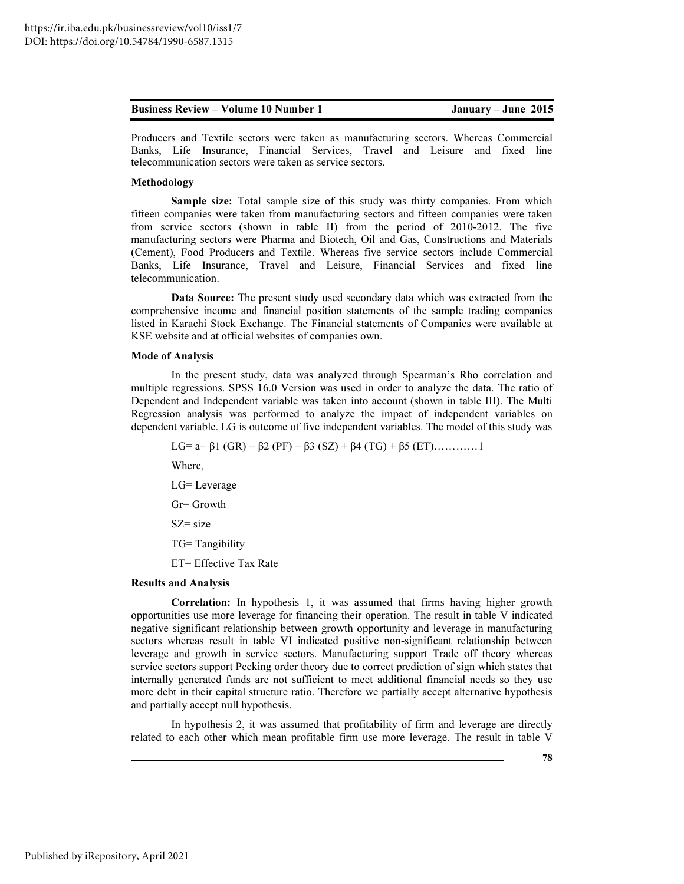Producers and Textile sectors were taken as manufacturing sectors. Whereas Commercial Banks, Life Insurance, Financial Services, Travel and Leisure and fixed line telecommunication sectors were taken as service sectors.

**Methodology**

**Sample size:** Total sample size of this study was thirty companies. From which fifteen companies were taken from manufacturing sectors and fifteen companies were taken from service sectors (shown in table II) from the period of 2010-2012. The five manufacturing sectors were Pharma and Biotech, Oil and Gas, Constructions and Materials (Cement), Food Producers and Textile. Whereas five service sectors include Commercial Banks, Life Insurance, Travel and Leisure, Financial Services and fixed line telecommunication.

**Data Source:** The present study used secondary data which was extracted from the comprehensive income and financial position statements of the sample trading companies listed in Karachi Stock Exchange. The Financial statements of Companies were available at KSE website and at official websites of companies own.

**Mode of Analysis**

In the present study, data was analyzed through Spearman's Rho correlation and multiple regressions. SPSS 16.0 Version was used in order to analyze the data. The ratio of Dependent and Independent variable was taken into account (shown in table III). The Multi Regression analysis was performed to analyze the impact of independent variables on dependent variable. LG is outcome of five independent variables. The model of this study was

$$LG = a + \beta 1 (GR) + \beta 2 (PF) + \beta 3 (SZ) + \beta 4 (TG) + \beta 5 (ET) \ldots\ldots\ldots\ldots 1$$

Where,

LG= Leverage

Gr= Growth

SZ= size

TG= Tangibility

ET= Effective Tax Rate

**Results and Analysis**

**Correlation:** In hypothesis 1, it was assumed that firms having higher growth opportunities use more leverage for financing their operation. The result in table V indicated negative significant relationship between growth opportunity and leverage in manufacturing sectors whereas result in table VI indicated positive non-significant relationship between leverage and growth in service sectors. Manufacturing support Trade off theory whereas service sectors support Pecking order theory due to correct prediction of sign which states that internally generated funds are not sufficient to meet additional financial needs so they use more debt in their capital structure ratio. Therefore we partially accept alternative hypothesis and partially accept null hypothesis.

In hypothesis 2, it was assumed that profitability of firm and leverage are directly related to each other which mean profitable firm use more leverage. The result in table V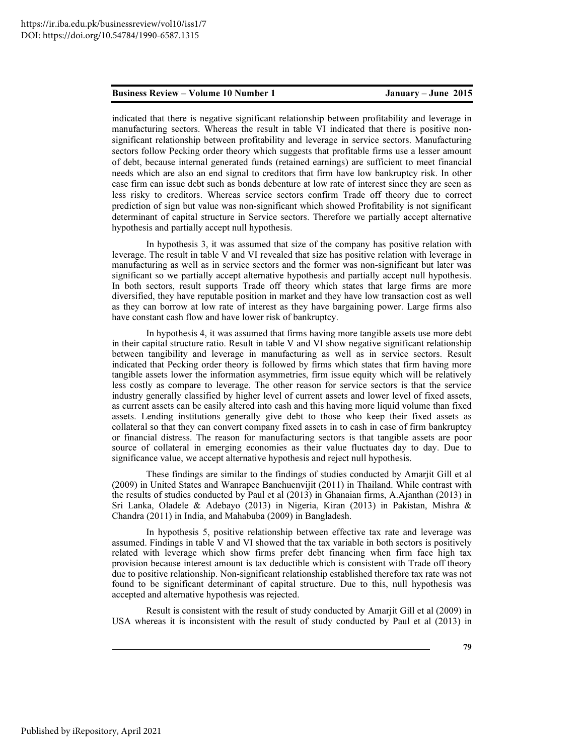indicated that there is negative significant relationship between profitability and leverage in manufacturing sectors. Whereas the result in table VI indicated that there is positive non-significant relationship between profitability and leverage in service sectors. Manufacturing sectors follow Pecking order theory which suggests that profitable firms use a lesser amount of debt, because internal generated funds (retained earnings) are sufficient to meet financial needs which are also an end signal to creditors that firm have low bankruptcy risk. In other case firm can issue debt such as bonds debenture at low rate of interest since they are seen as less risky to creditors. Whereas service sectors confirm Trade off theory due to correct prediction of sign but value was non-significant which showed Profitability is not significant determinant of capital structure in Service sectors. Therefore we partially accept alternative hypothesis and partially accept null hypothesis.

In hypothesis 3, it was assumed that size of the company has positive relation with leverage. The result in table V and VI revealed that size has positive relation with leverage in manufacturing as well as in service sectors and the former was non-significant but later was significant so we partially accept alternative hypothesis and partially accept null hypothesis. In both sectors, result supports Trade off theory which states that large firms are more diversified, they have reputable position in market and they have low transaction cost as well as they can borrow at low rate of interest as they have bargaining power. Large firms also have constant cash flow and have lower risk of bankruptcy.

In hypothesis 4, it was assumed that firms having more tangible assets use more debt in their capital structure ratio. Result in table V and VI show negative significant relationship between tangibility and leverage in manufacturing as well as in service sectors. Result indicated that Pecking order theory is followed by firms which states that firm having more tangible assets lower the information asymmetries, firm issue equity which will be relatively less costly as compare to leverage. The other reason for service sectors is that the service industry generally classified by higher level of current assets and lower level of fixed assets, as current assets can be easily altered into cash and this having more liquid volume than fixed assets. Lending institutions generally give debt to those who keep their fixed assets as collateral so that they can convert company fixed assets in to cash in case of firm bankruptcy or financial distress. The reason for manufacturing sectors is that tangible assets are poor source of collateral in emerging economies as their value fluctuates day to day. Due to significance value, we accept alternative hypothesis and reject null hypothesis.

These findings are similar to the findings of studies conducted by Amarjit Gill et al (2009) in United States and Wanrapee Banchuenvijit (2011) in Thailand. While contrast with the results of studies conducted by Paul et al (2013) in Ghanaian firms, A.Ajanthan (2013) in Sri Lanka, Oladele & Adebayo (2013) in Nigeria, Kiran (2013) in Pakistan, Mishra & Chandra (2011) in India, and Mahabuba (2009) in Bangladesh.

In hypothesis 5, positive relationship between effective tax rate and leverage was assumed. Findings in table V and VI showed that the tax variable in both sectors is positively related with leverage which show firms prefer debt financing when firm face high tax provision because interest amount is tax deductible which is consistent with Trade off theory due to positive relationship. Non-significant relationship established therefore tax rate was not found to be significant determinant of capital structure. Due to this, null hypothesis was accepted and alternative hypothesis was rejected.

Result is consistent with the result of study conducted by Amarjit Gill et al (2009) in USA whereas it is inconsistent with the result of study conducted by Paul et al (2013) in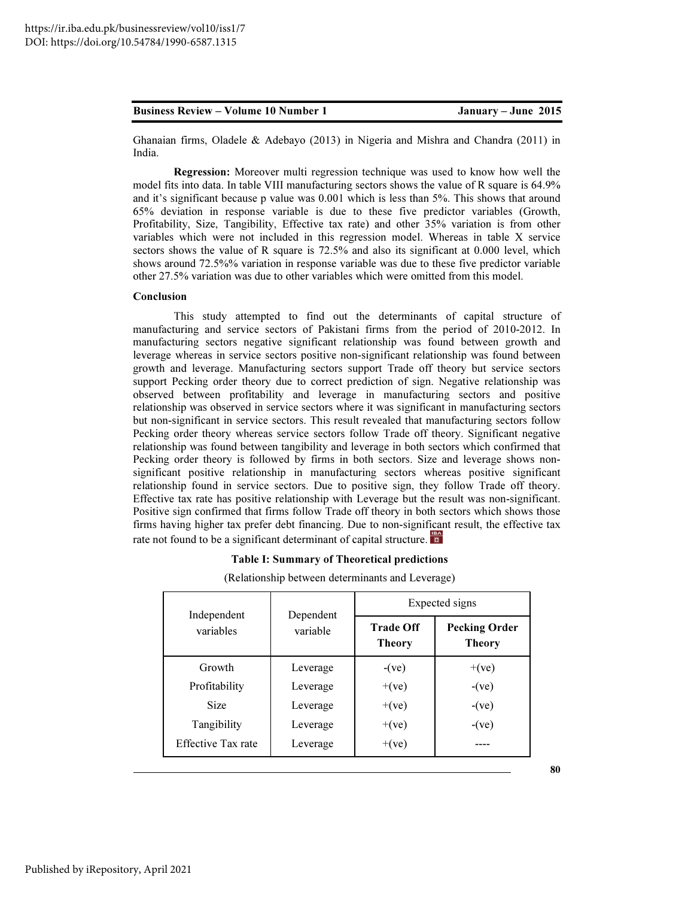Ghanaian firms, Oladele & Adebayo (2013) in Nigeria and Mishra and Chandra (2011) in India.

**Regression:** Moreover multi regression technique was used to know how well the model fits into data. In table VIII manufacturing sectors shows the value of R square is 64.9% and it's significant because p value was 0.001 which is less than 5%. This shows that around 65% deviation in response variable is due to these five predictor variables (Growth, Profitability, Size, Tangibility, Effective tax rate) and other 35% variation is from other variables which were not included in this regression model. Whereas in table X service sectors shows the value of R square is 72.5% and also its significant at 0.000 level, which shows around 72.5%% variation in response variable was due to these five predictor variable other 27.5% variation was due to other variables which were omitted from this model.

**Conclusion**

This study attempted to find out the determinants of capital structure of manufacturing and service sectors of Pakistani firms from the period of 2010-2012. In manufacturing sectors negative significant relationship was found between growth and leverage whereas in service sectors positive non-significant relationship was found between growth and leverage. Manufacturing sectors support Trade off theory but service sectors support Pecking order theory due to correct prediction of sign. Negative relationship was observed between profitability and leverage in manufacturing sectors and positive relationship was observed in service sectors where it was significant in manufacturing sectors but non-significant in service sectors. This result revealed that manufacturing sectors follow Pecking order theory whereas service sectors follow Trade off theory. Significant negative relationship was found between tangibility and leverage in both sectors which confirmed that Pecking order theory is followed by firms in both sectors. Size and leverage shows non-significant positive relationship in manufacturing sectors whereas positive significant relationship found in service sectors. Due to positive sign, they follow Trade off theory. Effective tax rate has positive relationship with Leverage but the result was non-significant. Positive sign confirmed that firms follow Trade off theory in both sectors which shows those firms having higher tax prefer debt financing. Due to non-significant result, the effective tax rate not found to be a significant determinant of capital structure.

**Table I: Summary of Theoretical predictions**

(Relationship between determinants and Leverage)

| Independent variables | Dependent variable | Expected signs | |
|---|---|---|---|
| | | **Trade Off Theory** | **Pecking Order Theory** |
| Growth | Leverage | -(ve) | +(ve) |
| Profitability | Leverage | +(ve) | -(ve) |
| Size | Leverage | +(ve) | -(ve) |
| Tangibility | Leverage | +(ve) | -(ve) |
| Effective Tax rate | Leverage | +(ve) | ---- |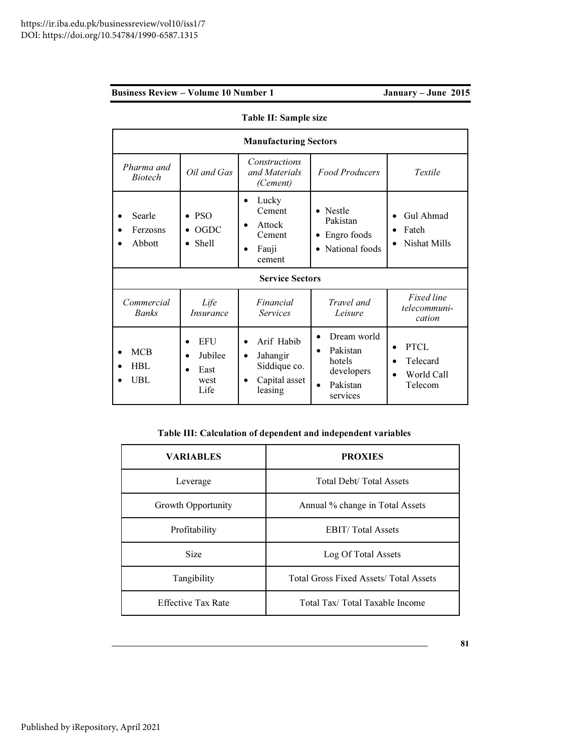**Table II: Sample size**

| Manufacturing Sectors | | | | |
|---|---|---|---|---|
| *Pharma and Biotech* | *Oil and Gas* | *Constructions and Materials (Cement)* | *Food Producers* | *Textile* |
| • Searle<br>• Ferzosns<br>• Abbott | • PSO<br>• OGDC<br>• Shell | • Lucky Cement<br>• Attock Cement<br>• Fauji cement | • Nestle Pakistan<br>• Engro foods<br>• National foods | • Gul Ahmad<br>• Fateh<br>• Nishat Mills |
| **Service Sectors** | | | | |
| *Commercial Banks* | *Life Insurance* | *Financial Services* | *Travel and Leisure* | *Fixed line telecommunication* |
| • MCB<br>• HBL<br>• UBL | • EFU<br>• Jubilee<br>• East west Life | • Arif Habib<br>• Jahangir Siddique co.<br>• Capital asset leasing | • Dream world<br>• Pakistan hotels developers<br>• Pakistan services | • PTCL<br>• Telecard<br>• World Call Telecom |

**Table III: Calculation of dependent and independent variables**

| VARIABLES | PROXIES |
|---|---|
| Leverage | Total Debt/ Total Assets |
| Growth Opportunity | Annual % change in Total Assets |
| Profitability | EBIT/ Total Assets |
| Size | Log Of Total Assets |
| Tangibility | Total Gross Fixed Assets/ Total Assets |
| Effective Tax Rate | Total Tax/ Total Taxable Income |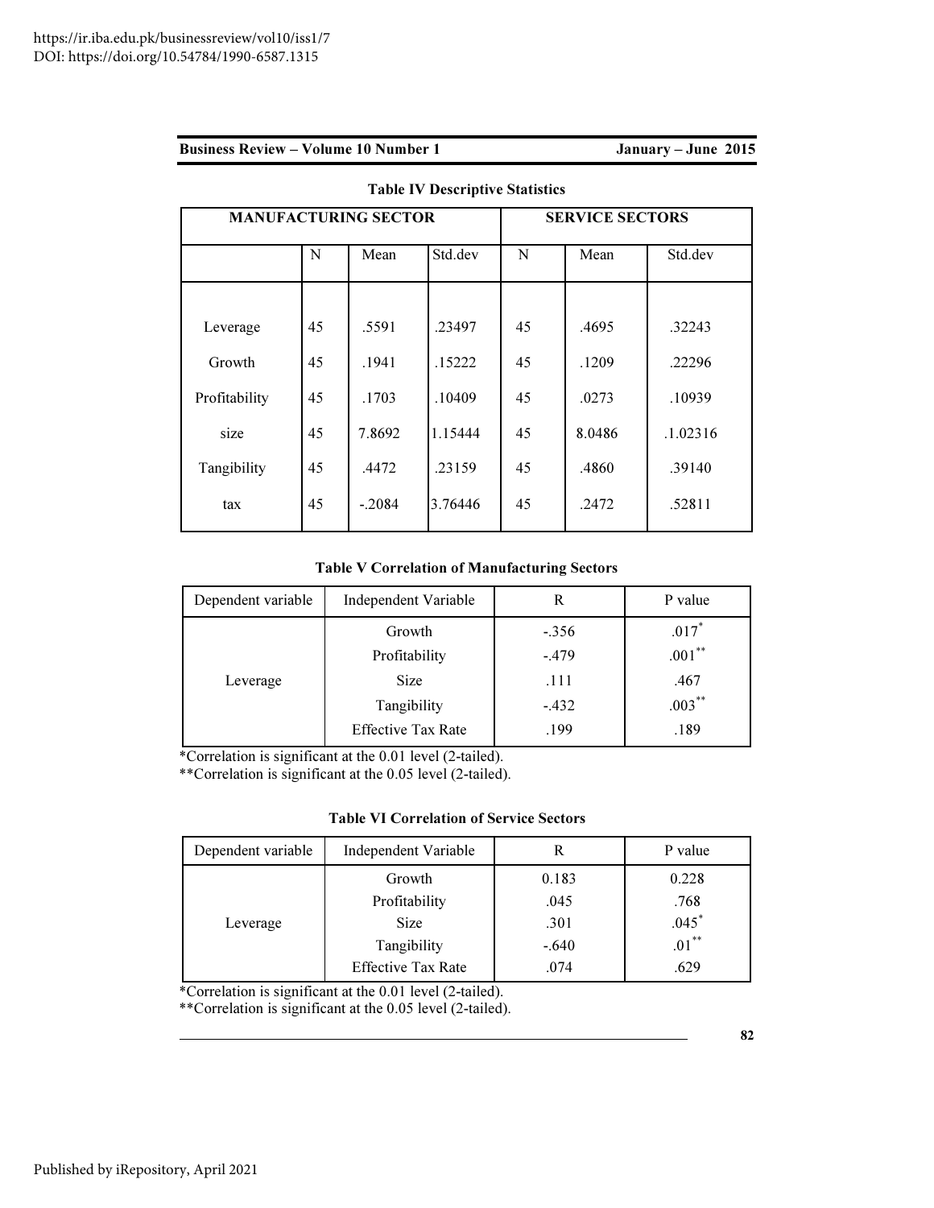**Table IV Descriptive Statistics**

| MANUFACTURING SECTOR | | | | SERVICE SECTORS | | |
|---|---|---|---|---|---|---|
| | N | Mean | Std.dev | N | Mean | Std.dev |
| Leverage | 45 | .5591 | .23497 | 45 | .4695 | .32243 |
| Growth | 45 | .1941 | .15222 | 45 | .1209 | .22296 |
| Profitability | 45 | .1703 | .10409 | 45 | .0273 | .10939 |
| size | 45 | 7.8692 | 1.15444 | 45 | 8.0486 | .1.02316 |
| Tangibility | 45 | .4472 | .23159 | 45 | .4860 | .39140 |
| tax | 45 | -.2084 | 3.76446 | 45 | .2472 | .52811 |

**Table V Correlation of Manufacturing Sectors**

| Dependent variable | Independent Variable | R | P value |
|---|---|---|---|
| Leverage | Growth | -.356 | .017* |
| | Profitability | -.479 | .001** |
| | Size | .111 | .467 |
| | Tangibility | -.432 | .003** |
| | Effective Tax Rate | .199 | .189 |

*Correlation is significant at the 0.01 level (2-tailed).
**Correlation is significant at the 0.05 level (2-tailed).

**Table VI Correlation of Service Sectors**

| Dependent variable | Independent Variable | R | P value |
|---|---|---|---|
| Leverage | Growth | 0.183 | 0.228 |
| | Profitability | .045 | .768 |
| | Size | .301 | .045* |
| | Tangibility | -.640 | .01** |
| | Effective Tax Rate | .074 | .629 |

*Correlation is significant at the 0.01 level (2-tailed).
**Correlation is significant at the 0.05 level (2-tailed).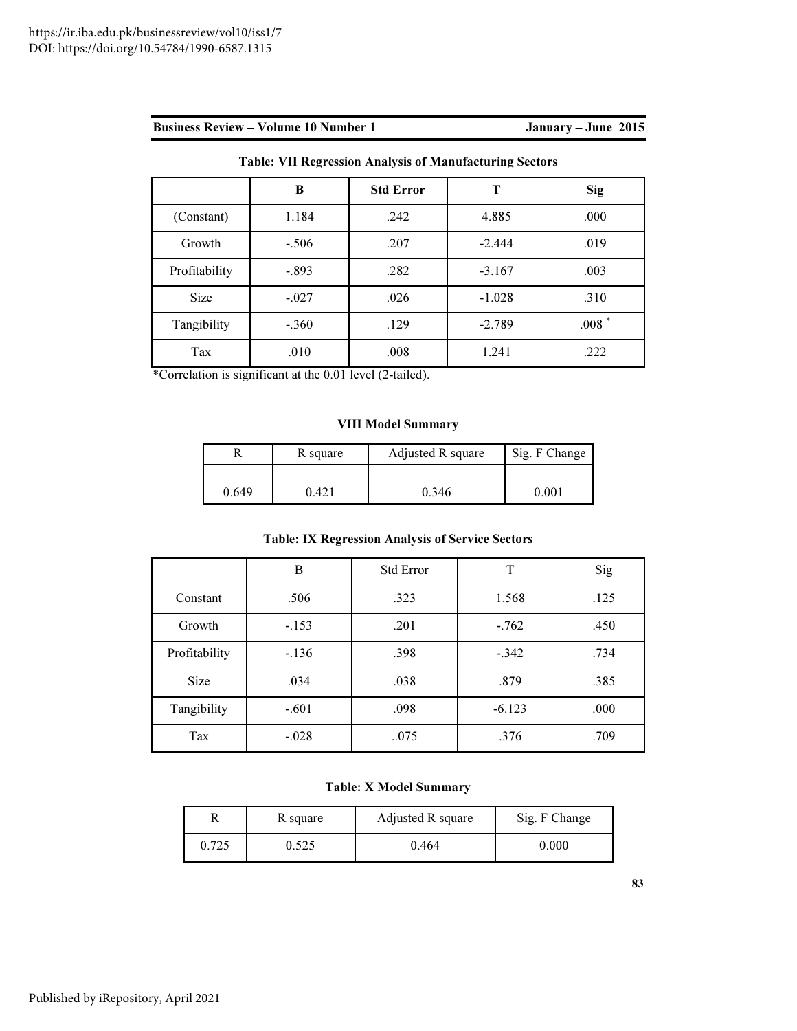**Table: VII Regression Analysis of Manufacturing Sectors**

| | **B** | **Std Error** | **T** | **Sig** |
|---|---|---|---|---|
| (Constant) | 1.184 | .242 | 4.885 | .000 |
| Growth | -.506 | .207 | -2.444 | .019 |
| Profitability | -.893 | .282 | -3.167 | .003 |
| Size | -.027 | .026 | -1.028 | .310 |
| Tangibility | -.360 | .129 | -2.789 | .008 * |
| Tax | .010 | .008 | 1.241 | .222 |

*Correlation is significant at the 0.01 level (2-tailed).

**VIII Model Summary**

| R | R square | Adjusted R square | Sig. F Change |
|---|---|---|---|
| 0.649 | 0.421 | 0.346 | 0.001 |

**Table: IX Regression Analysis of Service Sectors**

| | B | Std Error | T | Sig |
|---|---|---|---|---|
| Constant | .506 | .323 | 1.568 | .125 |
| Growth | -.153 | .201 | -.762 | .450 |
| Profitability | -.136 | .398 | -.342 | .734 |
| Size | .034 | .038 | .879 | .385 |
| Tangibility | -.601 | .098 | -6.123 | .000 |
| Tax | -.028 | ..075 | .376 | .709 |

**Table: X Model Summary**

| R | R square | Adjusted R square | Sig. F Change |
|---|---|---|---|
| 0.725 | 0.525 | 0.464 | 0.000 |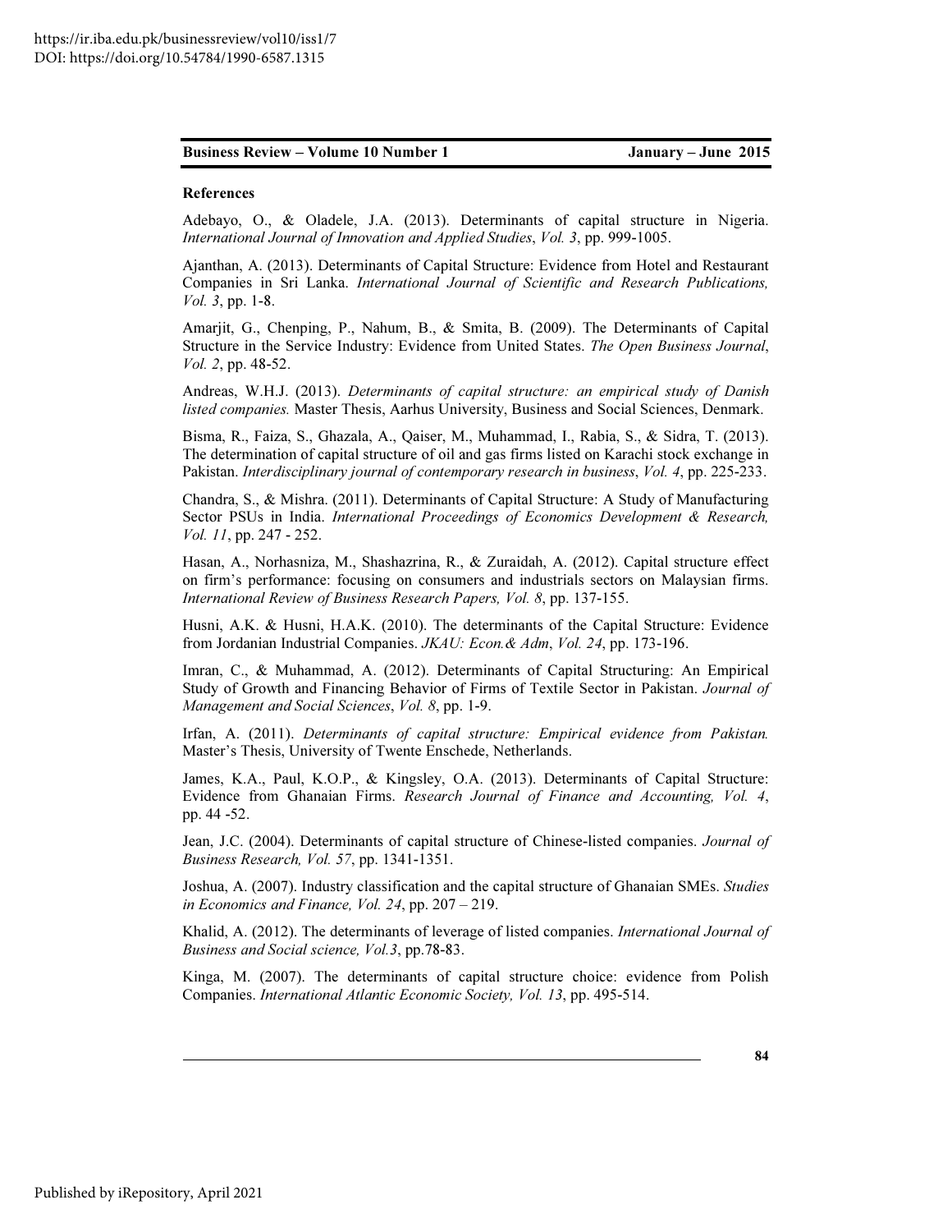**References**

Adebayo, O., & Oladele, J.A. (2013). Determinants of capital structure in Nigeria. *International Journal of Innovation and Applied Studies*, *Vol. 3*, pp. 999-1005.

Ajanthan, A. (2013). Determinants of Capital Structure: Evidence from Hotel and Restaurant Companies in Sri Lanka. *International Journal of Scientific and Research Publications, Vol. 3*, pp. 1-8.

Amarjit, G., Chenping, P., Nahum, B., & Smita, B. (2009). The Determinants of Capital Structure in the Service Industry: Evidence from United States. *The Open Business Journal*, *Vol. 2*, pp. 48-52.

Andreas, W.H.J. (2013). *Determinants of capital structure: an empirical study of Danish listed companies.* Master Thesis, Aarhus University, Business and Social Sciences, Denmark.

Bisma, R., Faiza, S., Ghazala, A., Qaiser, M., Muhammad, I., Rabia, S., & Sidra, T. (2013). The determination of capital structure of oil and gas firms listed on Karachi stock exchange in Pakistan. *Interdisciplinary journal of contemporary research in business*, *Vol. 4*, pp. 225-233.

Chandra, S., & Mishra. (2011). Determinants of Capital Structure: A Study of Manufacturing Sector PSUs in India. *International Proceedings of Economics Development & Research, Vol. 11*, pp. 247 - 252.

Hasan, A., Norhasniza, M., Shashazrina, R., & Zuraidah, A. (2012). Capital structure effect on firm's performance: focusing on consumers and industrials sectors on Malaysian firms. *International Review of Business Research Papers, Vol. 8*, pp. 137-155.

Husni, A.K. & Husni, H.A.K. (2010). The determinants of the Capital Structure: Evidence from Jordanian Industrial Companies. *JKAU: Econ.& Adm*, *Vol. 24*, pp. 173-196.

Imran, C., & Muhammad, A. (2012). Determinants of Capital Structuring: An Empirical Study of Growth and Financing Behavior of Firms of Textile Sector in Pakistan. *Journal of Management and Social Sciences*, *Vol. 8*, pp. 1-9.

Irfan, A. (2011). *Determinants of capital structure: Empirical evidence from Pakistan.* Master's Thesis, University of Twente Enschede, Netherlands.

James, K.A., Paul, K.O.P., & Kingsley, O.A. (2013). Determinants of Capital Structure: Evidence from Ghanaian Firms. *Research Journal of Finance and Accounting, Vol. 4*, pp. 44 -52.

Jean, J.C. (2004). Determinants of capital structure of Chinese-listed companies. *Journal of Business Research, Vol. 57*, pp. 1341-1351.

Joshua, A. (2007). Industry classification and the capital structure of Ghanaian SMEs. *Studies in Economics and Finance, Vol. 24*, pp. 207 – 219.

Khalid, A. (2012). The determinants of leverage of listed companies. *International Journal of Business and Social science, Vol.3*, pp.78-83.

Kinga, M. (2007). The determinants of capital structure choice: evidence from Polish Companies. *International Atlantic Economic Society, Vol. 13*, pp. 495-514.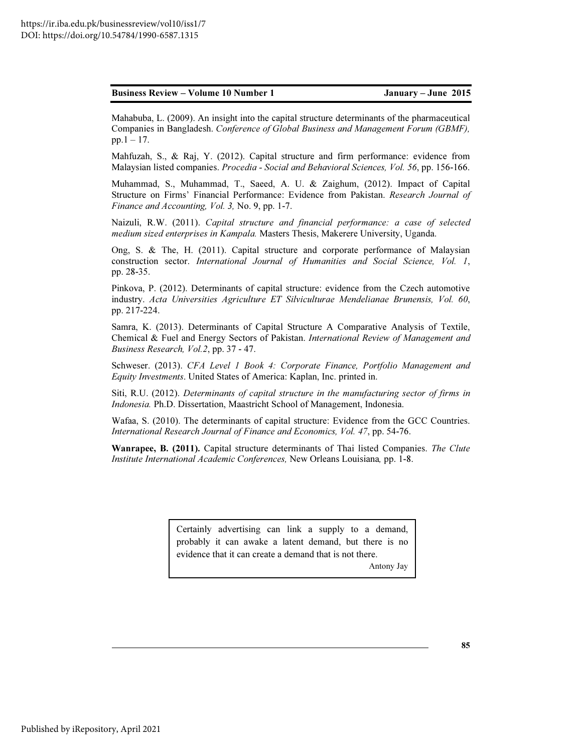Mahabuba, L. (2009). An insight into the capital structure determinants of the pharmaceutical Companies in Bangladesh. *Conference of Global Business and Management Forum (GBMF),* pp.1 – 17.

Mahfuzah, S., & Raj, Y. (2012). Capital structure and firm performance: evidence from Malaysian listed companies. *Procedia - Social and Behavioral Sciences, Vol. 56*, pp. 156-166.

Muhammad, S., Muhammad, T., Saeed, A. U. & Zaighum, (2012). Impact of Capital Structure on Firms' Financial Performance: Evidence from Pakistan. *Research Journal of Finance and Accounting, Vol. 3,* No. 9, pp. 1-7.

Naizuli, R.W. (2011). *Capital structure and financial performance: a case of selected medium sized enterprises in Kampala.* Masters Thesis, Makerere University, Uganda.

Ong, S. & The, H. (2011). Capital structure and corporate performance of Malaysian construction sector. *International Journal of Humanities and Social Science, Vol. 1*, pp. 28-35.

Pinkova, P. (2012). Determinants of capital structure: evidence from the Czech automotive industry. *Acta Universities Agriculture ET Silviculturae Mendelianae Brunensis, Vol. 60*, pp. 217-224.

Samra, K. (2013). Determinants of Capital Structure A Comparative Analysis of Textile, Chemical & Fuel and Energy Sectors of Pakistan. *International Review of Management and Business Research, Vol.2*, pp. 37 - 47.

Schweser. (2013). *CFA Level 1 Book 4: Corporate Finance, Portfolio Management and Equity Investments*. United States of America: Kaplan, Inc. printed in.

Siti, R.U. (2012). *Determinants of capital structure in the manufacturing sector of firms in Indonesia.* Ph.D. Dissertation, Maastricht School of Management, Indonesia.

Wafaa, S. (2010). The determinants of capital structure: Evidence from the GCC Countries. *International Research Journal of Finance and Economics, Vol. 47*, pp. 54-76.

**Wanrapee, B. (2011).** Capital structure determinants of Thai listed Companies. *The Clute Institute International Academic Conferences,* New Orleans Louisiana*,* pp. 1-8.

> Certainly advertising can link a supply to a demand, probably it can awake a latent demand, but there is no evidence that it can create a demand that is not there.
>
> Antony Jay